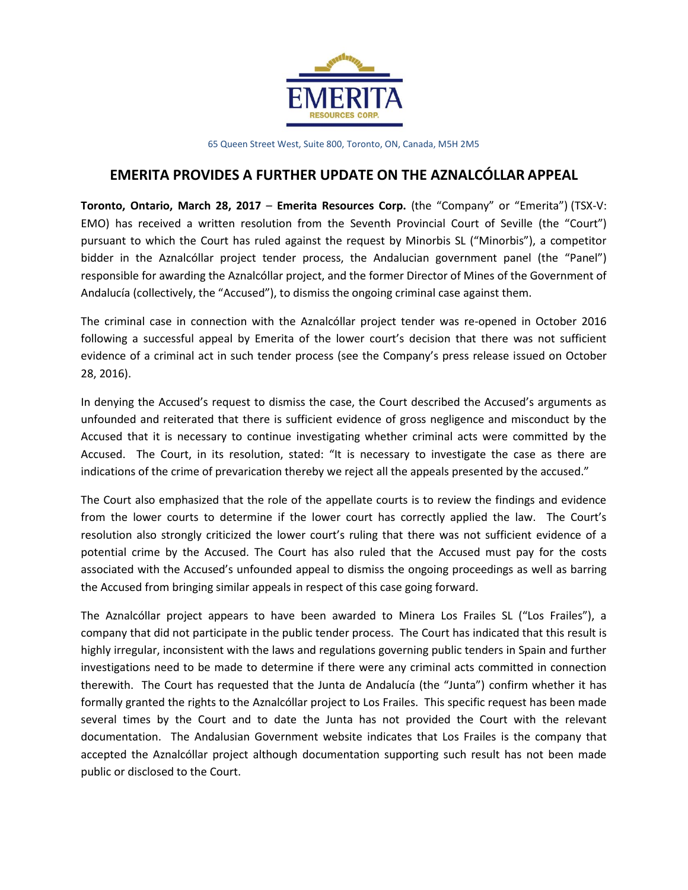EMERITA
RESOURCES CORP.

65 Queen Street West, Suite 800, Toronto, ON, Canada, M5H 2M5

# EMERITA PROVIDES A FURTHER UPDATE ON THE AZNALCÓLLAR APPEAL

**Toronto, Ontario, March 28, 2017** – **Emerita Resources Corp.** (the "Company" or "Emerita") (TSX-V: EMO) has received a written resolution from the Seventh Provincial Court of Seville (the "Court") pursuant to which the Court has ruled against the request by Minorbis SL ("Minorbis"), a competitor bidder in the Aznalcóllar project tender process, the Andalucian government panel (the "Panel") responsible for awarding the Aznalcóllar project, and the former Director of Mines of the Government of Andalucía (collectively, the "Accused"), to dismiss the ongoing criminal case against them.

The criminal case in connection with the Aznalcóllar project tender was re-opened in October 2016 following a successful appeal by Emerita of the lower court's decision that there was not sufficient evidence of a criminal act in such tender process (see the Company's press release issued on October 28, 2016).

In denying the Accused's request to dismiss the case, the Court described the Accused's arguments as unfounded and reiterated that there is sufficient evidence of gross negligence and misconduct by the Accused that it is necessary to continue investigating whether criminal acts were committed by the Accused. The Court, in its resolution, stated: "It is necessary to investigate the case as there are indications of the crime of prevarication thereby we reject all the appeals presented by the accused."

The Court also emphasized that the role of the appellate courts is to review the findings and evidence from the lower courts to determine if the lower court has correctly applied the law. The Court's resolution also strongly criticized the lower court's ruling that there was not sufficient evidence of a potential crime by the Accused. The Court has also ruled that the Accused must pay for the costs associated with the Accused's unfounded appeal to dismiss the ongoing proceedings as well as barring the Accused from bringing similar appeals in respect of this case going forward.

The Aznalcóllar project appears to have been awarded to Minera Los Frailes SL ("Los Frailes"), a company that did not participate in the public tender process. The Court has indicated that this result is highly irregular, inconsistent with the laws and regulations governing public tenders in Spain and further investigations need to be made to determine if there were any criminal acts committed in connection therewith. The Court has requested that the Junta de Andalucía (the "Junta") confirm whether it has formally granted the rights to the Aznalcóllar project to Los Frailes. This specific request has been made several times by the Court and to date the Junta has not provided the Court with the relevant documentation. The Andalusian Government website indicates that Los Frailes is the company that accepted the Aznalcóllar project although documentation supporting such result has not been made public or disclosed to the Court.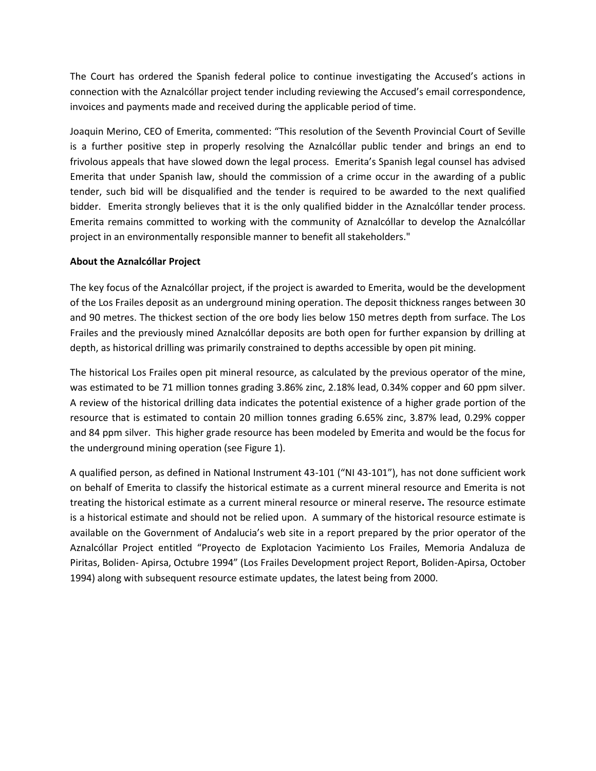The Court has ordered the Spanish federal police to continue investigating the Accused's actions in connection with the Aznalcóllar project tender including reviewing the Accused's email correspondence, invoices and payments made and received during the applicable period of time.

Joaquin Merino, CEO of Emerita, commented: "This resolution of the Seventh Provincial Court of Seville is a further positive step in properly resolving the Aznalcóllar public tender and brings an end to frivolous appeals that have slowed down the legal process. Emerita's Spanish legal counsel has advised Emerita that under Spanish law, should the commission of a crime occur in the awarding of a public tender, such bid will be disqualified and the tender is required to be awarded to the next qualified bidder. Emerita strongly believes that it is the only qualified bidder in the Aznalcóllar tender process. Emerita remains committed to working with the community of Aznalcóllar to develop the Aznalcóllar project in an environmentally responsible manner to benefit all stakeholders."

**About the Aznalcóllar Project**

The key focus of the Aznalcóllar project, if the project is awarded to Emerita, would be the development of the Los Frailes deposit as an underground mining operation. The deposit thickness ranges between 30 and 90 metres. The thickest section of the ore body lies below 150 metres depth from surface. The Los Frailes and the previously mined Aznalcóllar deposits are both open for further expansion by drilling at depth, as historical drilling was primarily constrained to depths accessible by open pit mining.

The historical Los Frailes open pit mineral resource, as calculated by the previous operator of the mine, was estimated to be 71 million tonnes grading 3.86% zinc, 2.18% lead, 0.34% copper and 60 ppm silver. A review of the historical drilling data indicates the potential existence of a higher grade portion of the resource that is estimated to contain 20 million tonnes grading 6.65% zinc, 3.87% lead, 0.29% copper and 84 ppm silver. This higher grade resource has been modeled by Emerita and would be the focus for the underground mining operation (see Figure 1).

A qualified person, as defined in National Instrument 43-101 ("NI 43-101"), has not done sufficient work on behalf of Emerita to classify the historical estimate as a current mineral resource and Emerita is not treating the historical estimate as a current mineral resource or mineral reserve**.** The resource estimate is a historical estimate and should not be relied upon. A summary of the historical resource estimate is available on the Government of Andalucia's web site in a report prepared by the prior operator of the Aznalcóllar Project entitled "Proyecto de Explotacion Yacimiento Los Frailes, Memoria Andaluza de Piritas, Boliden- Apirsa, Octubre 1994" (Los Frailes Development project Report, Boliden-Apirsa, October 1994) along with subsequent resource estimate updates, the latest being from 2000.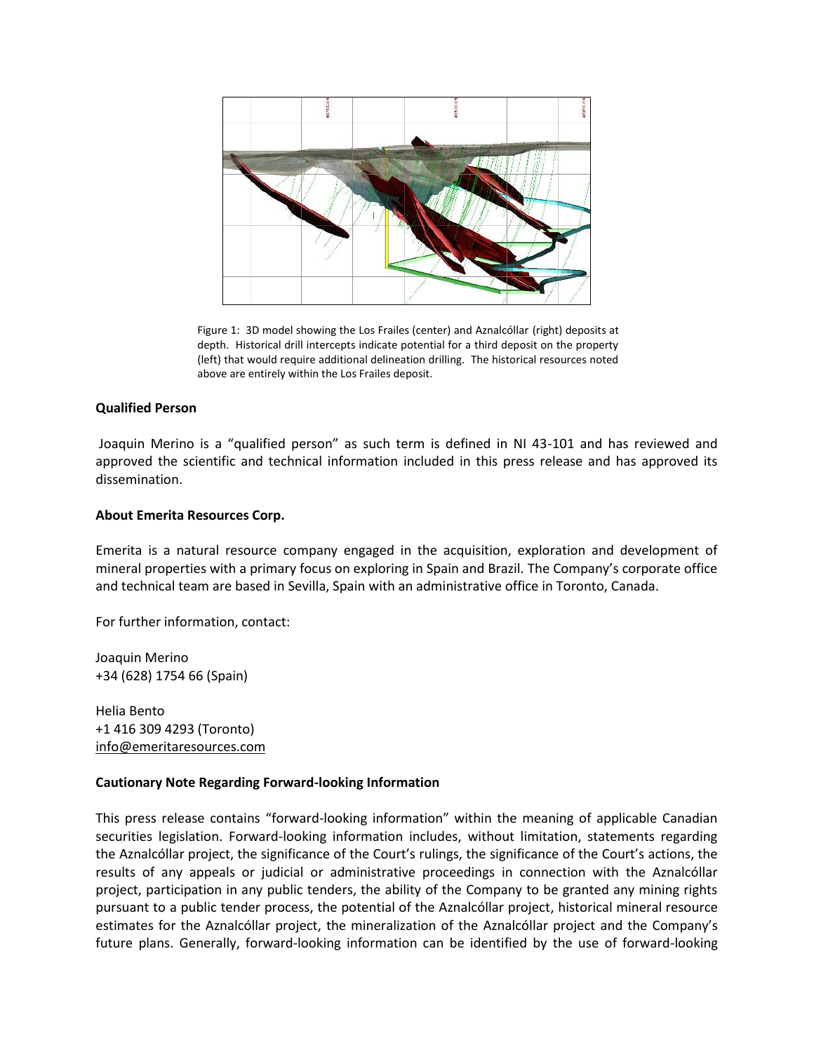Figure 1: 3D model showing the Los Frailes (center) and Aznalcóllar (right) deposits at depth. Historical drill intercepts indicate potential for a third deposit on the property (left) that would require additional delineation drilling. The historical resources noted above are entirely within the Los Frailes deposit.

**Qualified Person**

Joaquin Merino is a "qualified person" as such term is defined in NI 43-101 and has reviewed and approved the scientific and technical information included in this press release and has approved its dissemination.

**About Emerita Resources Corp.**

Emerita is a natural resource company engaged in the acquisition, exploration and development of mineral properties with a primary focus on exploring in Spain and Brazil. The Company's corporate office and technical team are based in Sevilla, Spain with an administrative office in Toronto, Canada.

For further information, contact:

Joaquin Merino
+34 (628) 1754 66 (Spain)

Helia Bento
+1 416 309 4293 (Toronto)
info@emeritaresources.com

**Cautionary Note Regarding Forward-looking Information**

This press release contains "forward-looking information" within the meaning of applicable Canadian securities legislation. Forward-looking information includes, without limitation, statements regarding the Aznalcóllar project, the significance of the Court's rulings, the significance of the Court's actions, the results of any appeals or judicial or administrative proceedings in connection with the Aznalcóllar project, participation in any public tenders, the ability of the Company to be granted any mining rights pursuant to a public tender process, the potential of the Aznalcóllar project, historical mineral resource estimates for the Aznalcóllar project, the mineralization of the Aznalcóllar project and the Company's future plans. Generally, forward-looking information can be identified by the use of forward-looking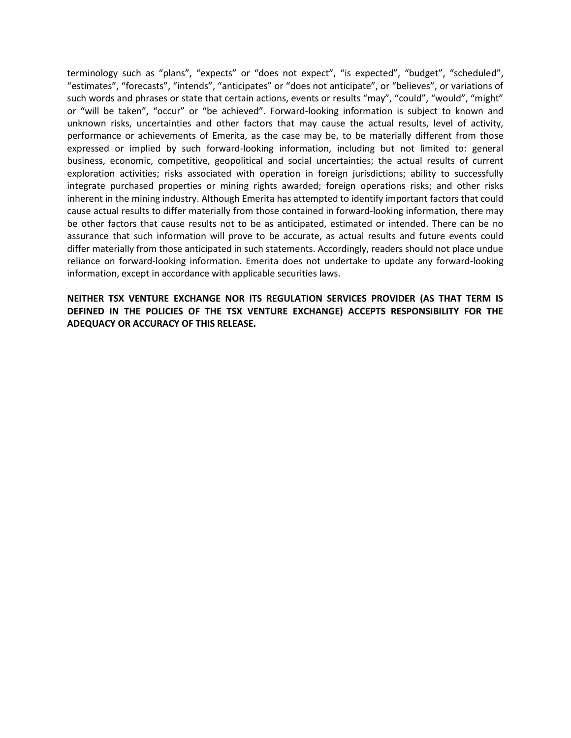terminology such as "plans", "expects" or "does not expect", "is expected", "budget", "scheduled", "estimates", "forecasts", "intends", "anticipates" or "does not anticipate", or "believes", or variations of such words and phrases or state that certain actions, events or results "may", "could", "would", "might" or "will be taken", "occur" or "be achieved". Forward-looking information is subject to known and unknown risks, uncertainties and other factors that may cause the actual results, level of activity, performance or achievements of Emerita, as the case may be, to be materially different from those expressed or implied by such forward-looking information, including but not limited to: general business, economic, competitive, geopolitical and social uncertainties; the actual results of current exploration activities; risks associated with operation in foreign jurisdictions; ability to successfully integrate purchased properties or mining rights awarded; foreign operations risks; and other risks inherent in the mining industry. Although Emerita has attempted to identify important factors that could cause actual results to differ materially from those contained in forward-looking information, there may be other factors that cause results not to be as anticipated, estimated or intended. There can be no assurance that such information will prove to be accurate, as actual results and future events could differ materially from those anticipated in such statements. Accordingly, readers should not place undue reliance on forward-looking information. Emerita does not undertake to update any forward-looking information, except in accordance with applicable securities laws.

**NEITHER TSX VENTURE EXCHANGE NOR ITS REGULATION SERVICES PROVIDER (AS THAT TERM IS DEFINED IN THE POLICIES OF THE TSX VENTURE EXCHANGE) ACCEPTS RESPONSIBILITY FOR THE ADEQUACY OR ACCURACY OF THIS RELEASE.**